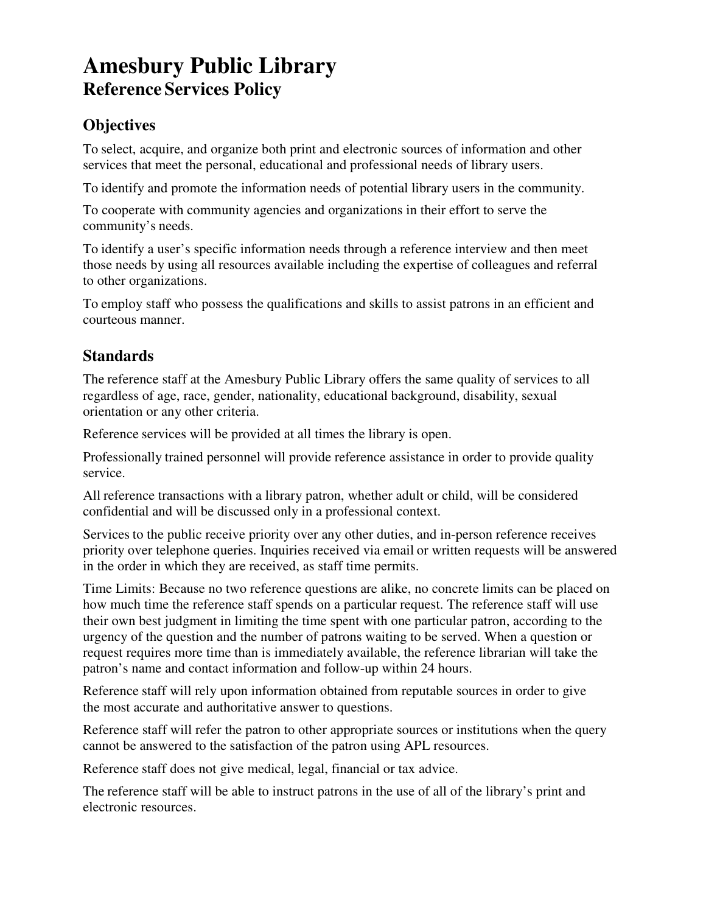# Amesbury Public Library

## Reference Services Policy

### Objectives

To select, acquire, and organize both print and electronic sources of information and other services that meet the personal, educational and professional needs of library users.

To identify and promote the information needs of potential library users in the community.

To cooperate with community agencies and organizations in their effort to serve the community's needs.

To identify a user's specific information needs through a reference interview and then meet those needs by using all resources available including the expertise of colleagues and referral to other organizations.

To employ staff who possess the qualifications and skills to assist patrons in an efficient and courteous manner.

### Standards

The reference staff at the Amesbury Public Library offers the same quality of services to all regardless of age, race, gender, nationality, educational background, disability, sexual orientation or any other criteria.

Reference services will be provided at all times the library is open.

Professionally trained personnel will provide reference assistance in order to provide quality service.

All reference transactions with a library patron, whether adult or child, will be considered confidential and will be discussed only in a professional context.

Services to the public receive priority over any other duties, and in-person reference receives priority over telephone queries. Inquiries received via email or written requests will be answered in the order in which they are received, as staff time permits.

Time Limits: Because no two reference questions are alike, no concrete limits can be placed on how much time the reference staff spends on a particular request. The reference staff will use their own best judgment in limiting the time spent with one particular patron, according to the urgency of the question and the number of patrons waiting to be served. When a question or request requires more time than is immediately available, the reference librarian will take the patron's name and contact information and follow-up within 24 hours.

Reference staff will rely upon information obtained from reputable sources in order to give the most accurate and authoritative answer to questions.

Reference staff will refer the patron to other appropriate sources or institutions when the query cannot be answered to the satisfaction of the patron using APL resources.

Reference staff does not give medical, legal, financial or tax advice.

The reference staff will be able to instruct patrons in the use of all of the library's print and electronic resources.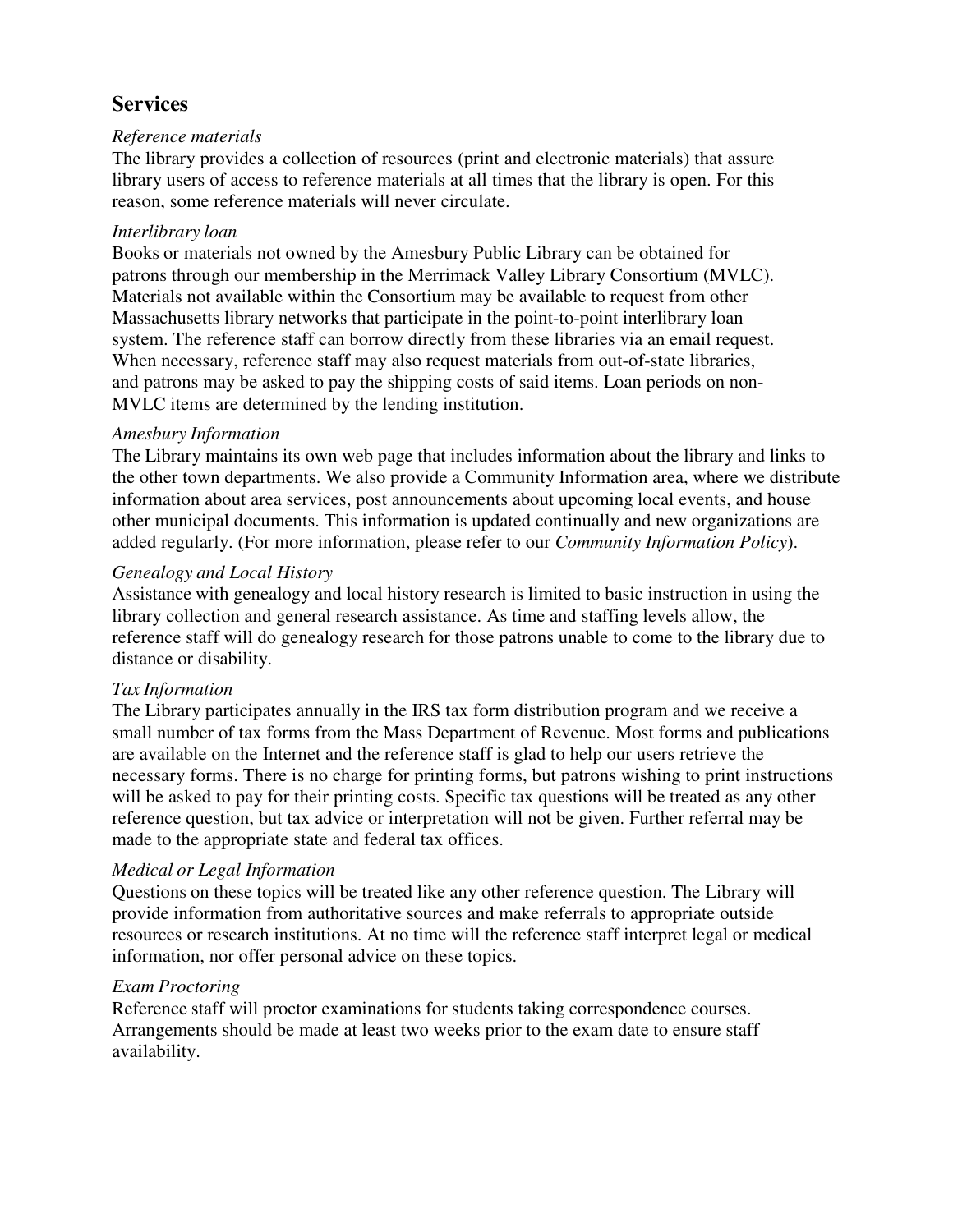## Services

*Reference materials*

The library provides a collection of resources (print and electronic materials) that assure library users of access to reference materials at all times that the library is open. For this reason, some reference materials will never circulate.

*Interlibrary loan*

Books or materials not owned by the Amesbury Public Library can be obtained for patrons through our membership in the Merrimack Valley Library Consortium (MVLC). Materials not available within the Consortium may be available to request from other Massachusetts library networks that participate in the point-to-point interlibrary loan system. The reference staff can borrow directly from these libraries via an email request. When necessary, reference staff may also request materials from out-of-state libraries, and patrons may be asked to pay the shipping costs of said items. Loan periods on non-MVLC items are determined by the lending institution.

*Amesbury Information*

The Library maintains its own web page that includes information about the library and links to the other town departments. We also provide a Community Information area, where we distribute information about area services, post announcements about upcoming local events, and house other municipal documents. This information is updated continually and new organizations are added regularly. (For more information, please refer to our *Community Information Policy*).

*Genealogy and Local History*

Assistance with genealogy and local history research is limited to basic instruction in using the library collection and general research assistance. As time and staffing levels allow, the reference staff will do genealogy research for those patrons unable to come to the library due to distance or disability.

*Tax Information*

The Library participates annually in the IRS tax form distribution program and we receive a small number of tax forms from the Mass Department of Revenue. Most forms and publications are available on the Internet and the reference staff is glad to help our users retrieve the necessary forms. There is no charge for printing forms, but patrons wishing to print instructions will be asked to pay for their printing costs. Specific tax questions will be treated as any other reference question, but tax advice or interpretation will not be given. Further referral may be made to the appropriate state and federal tax offices.

*Medical or Legal Information*

Questions on these topics will be treated like any other reference question. The Library will provide information from authoritative sources and make referrals to appropriate outside resources or research institutions. At no time will the reference staff interpret legal or medical information, nor offer personal advice on these topics.

*Exam Proctoring*

Reference staff will proctor examinations for students taking correspondence courses. Arrangements should be made at least two weeks prior to the exam date to ensure staff availability.